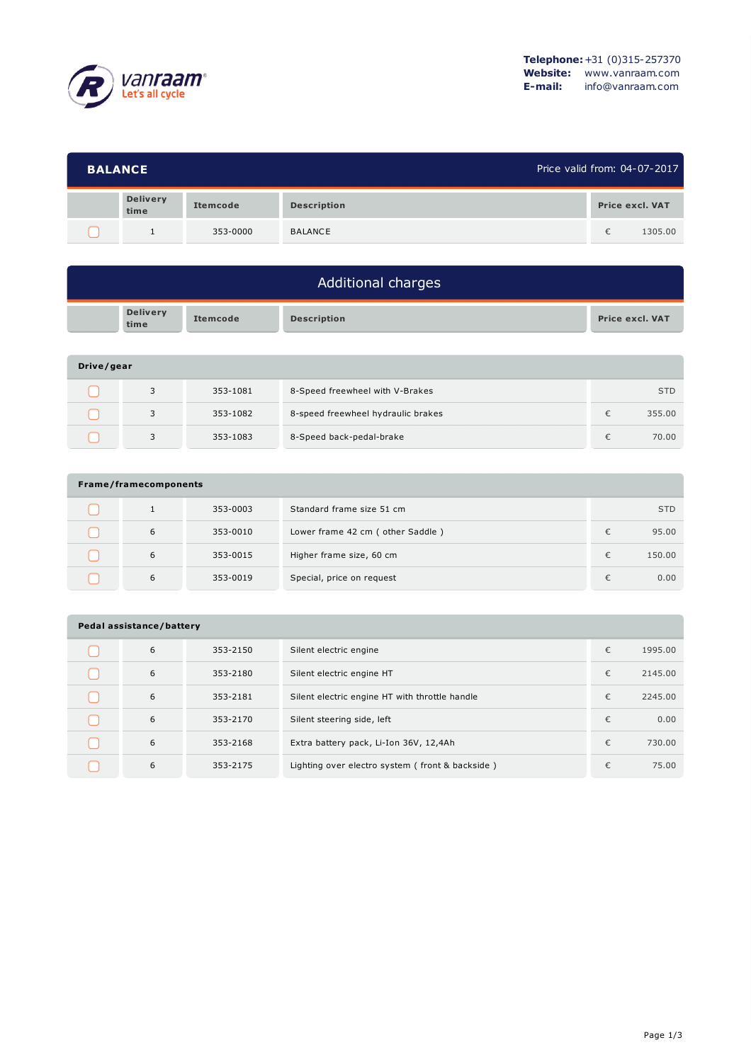vanraam
Let's all cycle

**Telephone:** +31 (0)315-257370
**Website:** www.vanraam.com
**E-mail:** info@vanraam.com

## BALANCE

Price valid from: 04-07-2017

| | Delivery time | Itemcode | Description | Price excl. VAT |
|---|---|---|---|---|
| ☐ | 1 | 353-0000 | BALANCE | € 1305.00 |

## Additional charges

| | Delivery time | Itemcode | Description | Price excl. VAT |
|---|---|---|---|---|

### Drive/gear

| | Delivery time | Itemcode | Description | Price excl. VAT |
|---|---|---|---|---|
| ☐ | 3 | 353-1081 | 8-Speed freewheel with V-Brakes | STD |
| ☐ | 3 | 353-1082 | 8-speed freewheel hydraulic brakes | € 355.00 |
| ☐ | 3 | 353-1083 | 8-Speed back-pedal-brake | € 70.00 |

### Frame/framecomponents

| | Delivery time | Itemcode | Description | Price excl. VAT |
|---|---|---|---|---|
| ☐ | 1 | 353-0003 | Standard frame size 51 cm | STD |
| ☐ | 6 | 353-0010 | Lower frame 42 cm ( other Saddle ) | € 95.00 |
| ☐ | 6 | 353-0015 | Higher frame size, 60 cm | € 150.00 |
| ☐ | 6 | 353-0019 | Special, price on request | € 0.00 |

### Pedal assistance/battery

| | Delivery time | Itemcode | Description | Price excl. VAT |
|---|---|---|---|---|
| ☐ | 6 | 353-2150 | Silent electric engine | € 1995.00 |
| ☐ | 6 | 353-2180 | Silent electric engine HT | € 2145.00 |
| ☐ | 6 | 353-2181 | Silent electric engine HT with throttle handle | € 2245.00 |
| ☐ | 6 | 353-2170 | Silent steering side, left | € 0.00 |
| ☐ | 6 | 353-2168 | Extra battery pack, Li-Ion 36V, 12,4Ah | € 730.00 |
| ☐ | 6 | 353-2175 | Lighting over electro system ( front & backside ) | € 75.00 |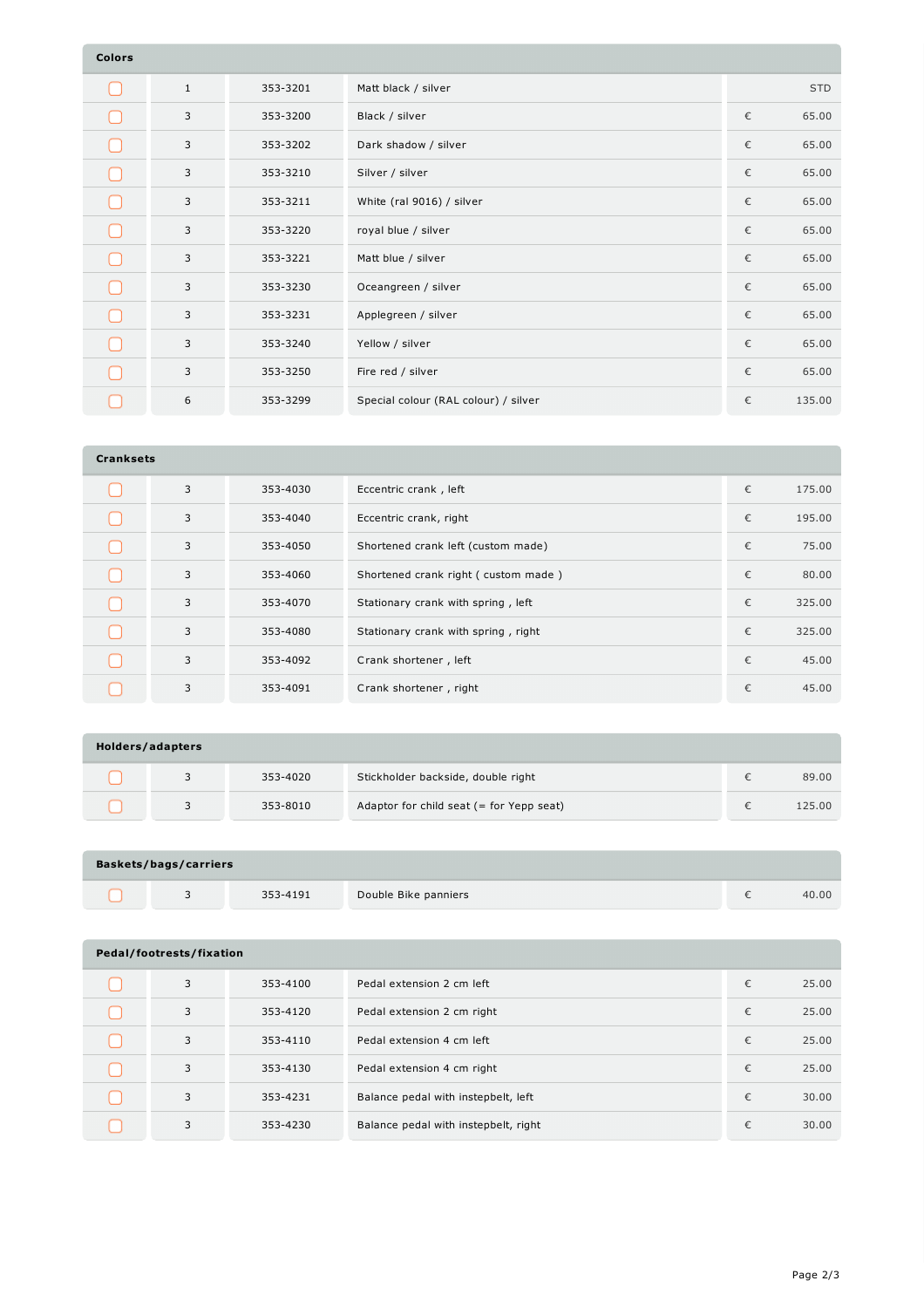## Colors

| | | | | | |
|---|---|---|---|---|---|
| ☐ | 1 | 353-3201 | Matt black / silver | | STD |
| ☐ | 3 | 353-3200 | Black / silver | € | 65.00 |
| ☐ | 3 | 353-3202 | Dark shadow / silver | € | 65.00 |
| ☐ | 3 | 353-3210 | Silver / silver | € | 65.00 |
| ☐ | 3 | 353-3211 | White (ral 9016) / silver | € | 65.00 |
| ☐ | 3 | 353-3220 | royal blue / silver | € | 65.00 |
| ☐ | 3 | 353-3221 | Matt blue / silver | € | 65.00 |
| ☐ | 3 | 353-3230 | Oceangreen / silver | € | 65.00 |
| ☐ | 3 | 353-3231 | Applegreen / silver | € | 65.00 |
| ☐ | 3 | 353-3240 | Yellow / silver | € | 65.00 |
| ☐ | 3 | 353-3250 | Fire red / silver | € | 65.00 |
| ☐ | 6 | 353-3299 | Special colour (RAL colour) / silver | € | 135.00 |

## Cranksets

| | | | | | |
|---|---|---|---|---|---|
| ☐ | 3 | 353-4030 | Eccentric crank , left | € | 175.00 |
| ☐ | 3 | 353-4040 | Eccentric crank, right | € | 195.00 |
| ☐ | 3 | 353-4050 | Shortened crank left (custom made) | € | 75.00 |
| ☐ | 3 | 353-4060 | Shortened crank right ( custom made ) | € | 80.00 |
| ☐ | 3 | 353-4070 | Stationary crank with spring , left | € | 325.00 |
| ☐ | 3 | 353-4080 | Stationary crank with spring , right | € | 325.00 |
| ☐ | 3 | 353-4092 | Crank shortener , left | € | 45.00 |
| ☐ | 3 | 353-4091 | Crank shortener , right | € | 45.00 |

## Holders/adapters

| | | | | | |
|---|---|---|---|---|---|
| ☐ | 3 | 353-4020 | Stickholder backside, double right | € | 89.00 |
| ☐ | 3 | 353-8010 | Adaptor for child seat (= for Yepp seat) | € | 125.00 |

## Baskets/bags/carriers

| | | | | | |
|---|---|---|---|---|---|
| ☐ | 3 | 353-4191 | Double Bike panniers | € | 40.00 |

## Pedal/footrests/fixation

| | | | | | |
|---|---|---|---|---|---|
| ☐ | 3 | 353-4100 | Pedal extension 2 cm left | € | 25.00 |
| ☐ | 3 | 353-4120 | Pedal extension 2 cm right | € | 25.00 |
| ☐ | 3 | 353-4110 | Pedal extension 4 cm left | € | 25.00 |
| ☐ | 3 | 353-4130 | Pedal extension 4 cm right | € | 25.00 |
| ☐ | 3 | 353-4231 | Balance pedal with instepbelt, left | € | 30.00 |
| ☐ | 3 | 353-4230 | Balance pedal with instepbelt, right | € | 30.00 |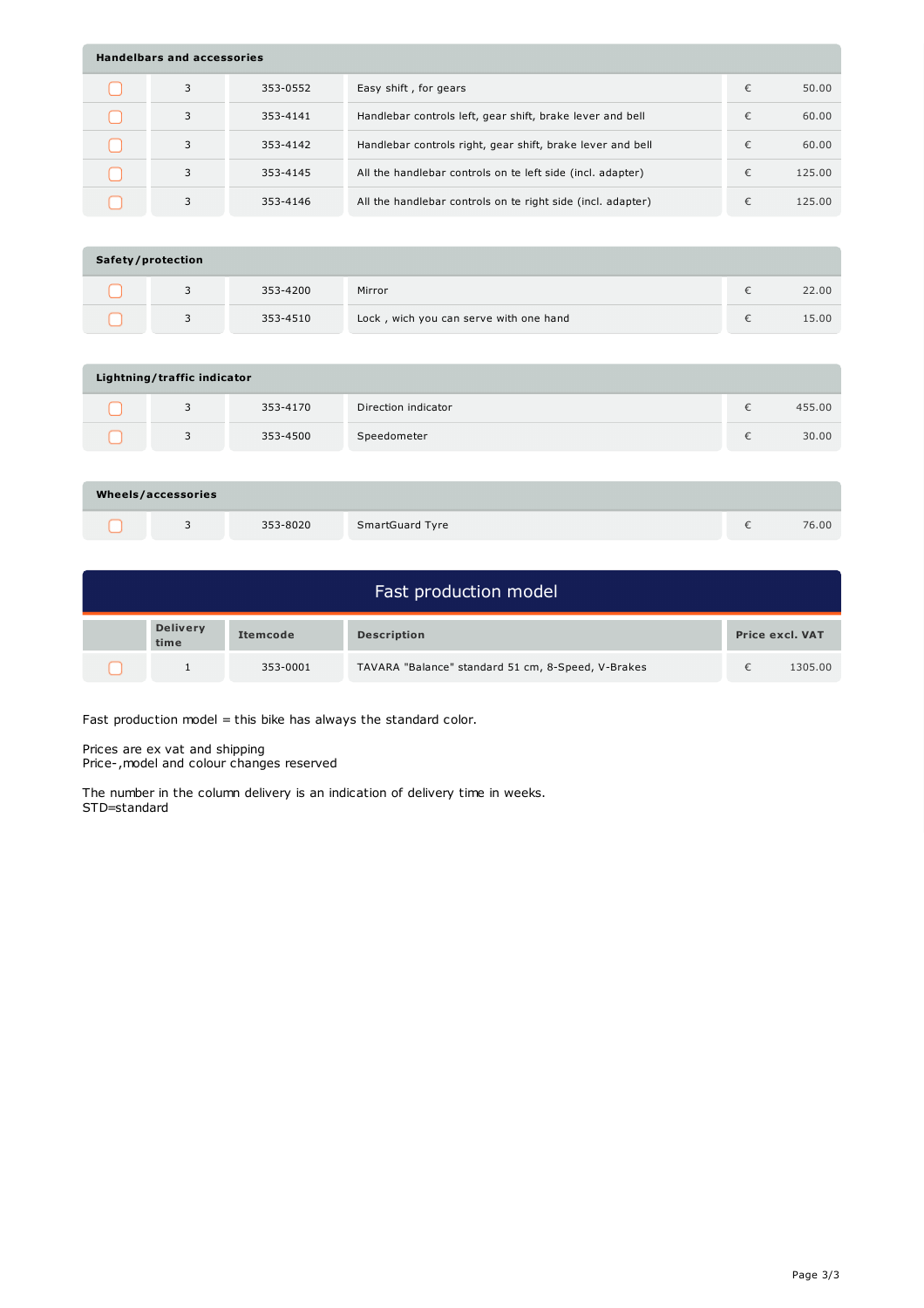## Handelbars and accessories

| | | | | | |
|---|---|---|---|---|---|
| ☐ | 3 | 353-0552 | Easy shift , for gears | € | 50.00 |
| ☐ | 3 | 353-4141 | Handlebar controls left, gear shift, brake lever and bell | € | 60.00 |
| ☐ | 3 | 353-4142 | Handlebar controls right, gear shift, brake lever and bell | € | 60.00 |
| ☐ | 3 | 353-4145 | All the handlebar controls on te left side (incl. adapter) | € | 125.00 |
| ☐ | 3 | 353-4146 | All the handlebar controls on te right side (incl. adapter) | € | 125.00 |

## Safety/protection

| | | | | | |
|---|---|---|---|---|---|
| ☐ | 3 | 353-4200 | Mirror | € | 22.00 |
| ☐ | 3 | 353-4510 | Lock , wich you can serve with one hand | € | 15.00 |

## Lightning/traffic indicator

| | | | | | |
|---|---|---|---|---|---|
| ☐ | 3 | 353-4170 | Direction indicator | € | 455.00 |
| ☐ | 3 | 353-4500 | Speedometer | € | 30.00 |

## Wheels/accessories

| | | | | | |
|---|---|---|---|---|---|
| ☐ | 3 | 353-8020 | SmartGuard Tyre | € | 76.00 |

## Fast production model

| | Delivery time | Itemcode | Description | Price excl. VAT | |
|---|---|---|---|---|---|
| ☐ | 1 | 353-0001 | TAVARA "Balance" standard 51 cm, 8-Speed, V-Brakes | € | 1305.00 |

Fast production model = this bike has always the standard color.

Prices are ex vat and shipping
Price-,model and colour changes reserved

The number in the column delivery is an indication of delivery time in weeks.
STD=standard